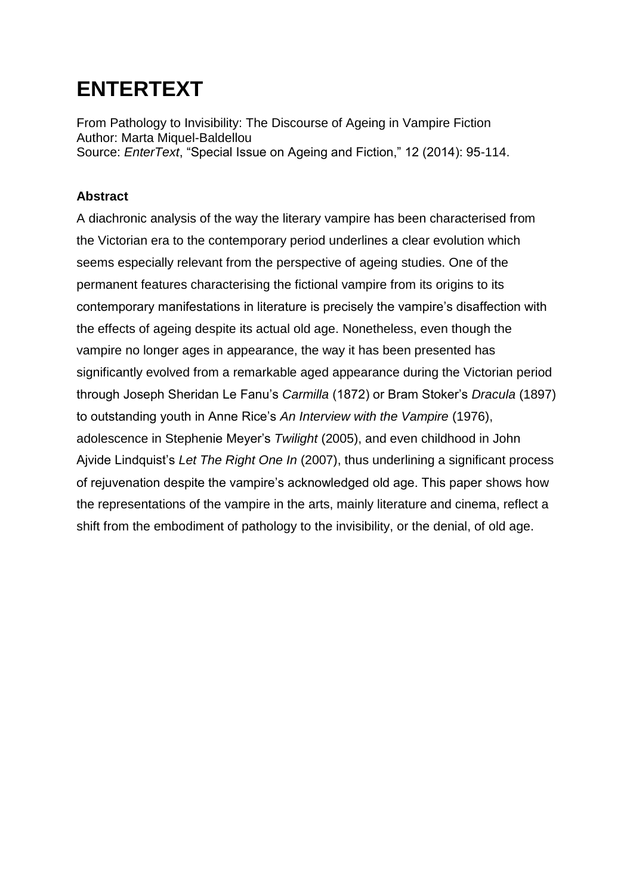# ENTERTEXT

From Pathology to Invisibility: The Discourse of Ageing in Vampire Fiction
Author: Marta Miquel-Baldellou
Source: *EnterText*, "Special Issue on Ageing and Fiction," 12 (2014): 95-114.

**Abstract**

A diachronic analysis of the way the literary vampire has been characterised from the Victorian era to the contemporary period underlines a clear evolution which seems especially relevant from the perspective of ageing studies. One of the permanent features characterising the fictional vampire from its origins to its contemporary manifestations in literature is precisely the vampire's disaffection with the effects of ageing despite its actual old age. Nonetheless, even though the vampire no longer ages in appearance, the way it has been presented has significantly evolved from a remarkable aged appearance during the Victorian period through Joseph Sheridan Le Fanu's *Carmilla* (1872) or Bram Stoker's *Dracula* (1897) to outstanding youth in Anne Rice's *An Interview with the Vampire* (1976), adolescence in Stephenie Meyer's *Twilight* (2005), and even childhood in John Ajvide Lindquist's *Let The Right One In* (2007), thus underlining a significant process of rejuvenation despite the vampire's acknowledged old age. This paper shows how the representations of the vampire in the arts, mainly literature and cinema, reflect a shift from the embodiment of pathology to the invisibility, or the denial, of old age.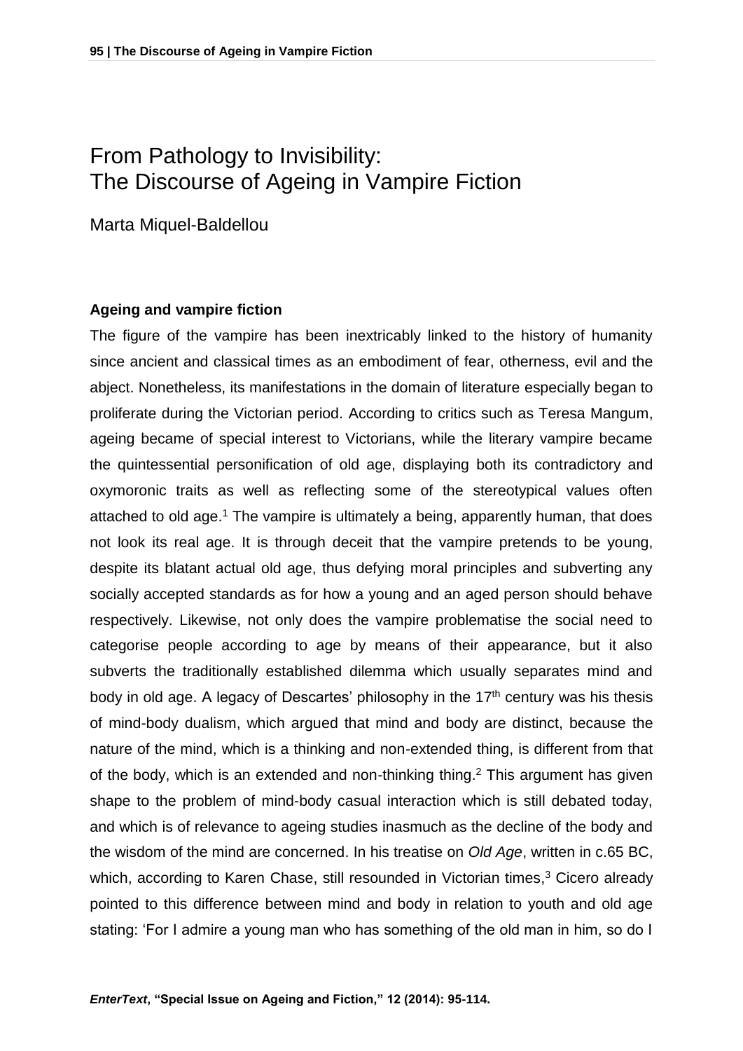# From Pathology to Invisibility: The Discourse of Ageing in Vampire Fiction

Marta Miquel-Baldellou

**Ageing and vampire fiction**

The figure of the vampire has been inextricably linked to the history of humanity since ancient and classical times as an embodiment of fear, otherness, evil and the abject. Nonetheless, its manifestations in the domain of literature especially began to proliferate during the Victorian period. According to critics such as Teresa Mangum, ageing became of special interest to Victorians, while the literary vampire became the quintessential personification of old age, displaying both its contradictory and oxymoronic traits as well as reflecting some of the stereotypical values often attached to old age.[1] The vampire is ultimately a being, apparently human, that does not look its real age. It is through deceit that the vampire pretends to be young, despite its blatant actual old age, thus defying moral principles and subverting any socially accepted standards as for how a young and an aged person should behave respectively. Likewise, not only does the vampire problematise the social need to categorise people according to age by means of their appearance, but it also subverts the traditionally established dilemma which usually separates mind and body in old age. A legacy of Descartes' philosophy in the 17th century was his thesis of mind-body dualism, which argued that mind and body are distinct, because the nature of the mind, which is a thinking and non-extended thing, is different from that of the body, which is an extended and non-thinking thing.[2] This argument has given shape to the problem of mind-body casual interaction which is still debated today, and which is of relevance to ageing studies inasmuch as the decline of the body and the wisdom of the mind are concerned. In his treatise on *Old Age*, written in c.65 BC, which, according to Karen Chase, still resounded in Victorian times,[3] Cicero already pointed to this difference between mind and body in relation to youth and old age stating: 'For I admire a young man who has something of the old man in him, so do I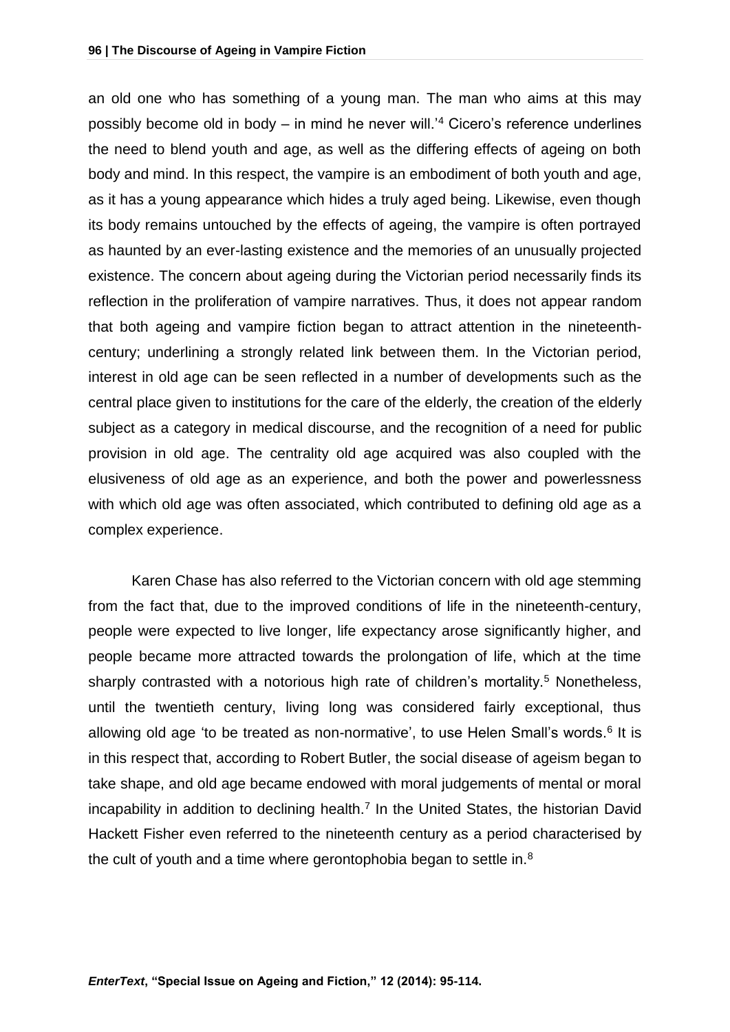an old one who has something of a young man. The man who aims at this may possibly become old in body – in mind he never will.'[4] Cicero's reference underlines the need to blend youth and age, as well as the differing effects of ageing on both body and mind. In this respect, the vampire is an embodiment of both youth and age, as it has a young appearance which hides a truly aged being. Likewise, even though its body remains untouched by the effects of ageing, the vampire is often portrayed as haunted by an ever-lasting existence and the memories of an unusually projected existence. The concern about ageing during the Victorian period necessarily finds its reflection in the proliferation of vampire narratives. Thus, it does not appear random that both ageing and vampire fiction began to attract attention in the nineteenth-century; underlining a strongly related link between them. In the Victorian period, interest in old age can be seen reflected in a number of developments such as the central place given to institutions for the care of the elderly, the creation of the elderly subject as a category in medical discourse, and the recognition of a need for public provision in old age. The centrality old age acquired was also coupled with the elusiveness of old age as an experience, and both the power and powerlessness with which old age was often associated, which contributed to defining old age as a complex experience.

Karen Chase has also referred to the Victorian concern with old age stemming from the fact that, due to the improved conditions of life in the nineteenth-century, people were expected to live longer, life expectancy arose significantly higher, and people became more attracted towards the prolongation of life, which at the time sharply contrasted with a notorious high rate of children's mortality.[5] Nonetheless, until the twentieth century, living long was considered fairly exceptional, thus allowing old age 'to be treated as non-normative', to use Helen Small's words.[6] It is in this respect that, according to Robert Butler, the social disease of ageism began to take shape, and old age became endowed with moral judgements of mental or moral incapability in addition to declining health.[7] In the United States, the historian David Hackett Fisher even referred to the nineteenth century as a period characterised by the cult of youth and a time where gerontophobia began to settle in.[8]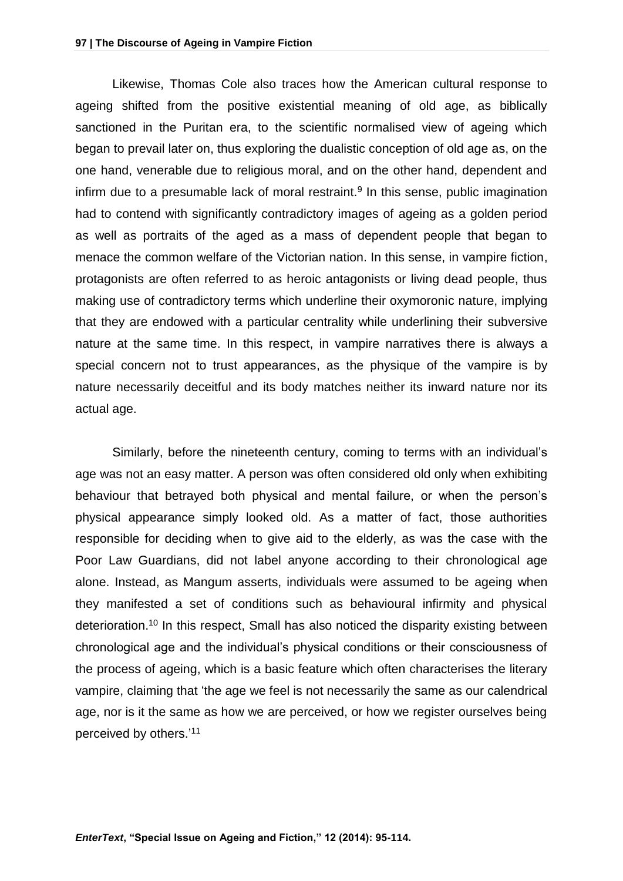Likewise, Thomas Cole also traces how the American cultural response to ageing shifted from the positive existential meaning of old age, as biblically sanctioned in the Puritan era, to the scientific normalised view of ageing which began to prevail later on, thus exploring the dualistic conception of old age as, on the one hand, venerable due to religious moral, and on the other hand, dependent and infirm due to a presumable lack of moral restraint.[9] In this sense, public imagination had to contend with significantly contradictory images of ageing as a golden period as well as portraits of the aged as a mass of dependent people that began to menace the common welfare of the Victorian nation. In this sense, in vampire fiction, protagonists are often referred to as heroic antagonists or living dead people, thus making use of contradictory terms which underline their oxymoronic nature, implying that they are endowed with a particular centrality while underlining their subversive nature at the same time. In this respect, in vampire narratives there is always a special concern not to trust appearances, as the physique of the vampire is by nature necessarily deceitful and its body matches neither its inward nature nor its actual age.

Similarly, before the nineteenth century, coming to terms with an individual's age was not an easy matter. A person was often considered old only when exhibiting behaviour that betrayed both physical and mental failure, or when the person's physical appearance simply looked old. As a matter of fact, those authorities responsible for deciding when to give aid to the elderly, as was the case with the Poor Law Guardians, did not label anyone according to their chronological age alone. Instead, as Mangum asserts, individuals were assumed to be ageing when they manifested a set of conditions such as behavioural infirmity and physical deterioration.[10] In this respect, Small has also noticed the disparity existing between chronological age and the individual's physical conditions or their consciousness of the process of ageing, which is a basic feature which often characterises the literary vampire, claiming that 'the age we feel is not necessarily the same as our calendrical age, nor is it the same as how we are perceived, or how we register ourselves being perceived by others.'[11]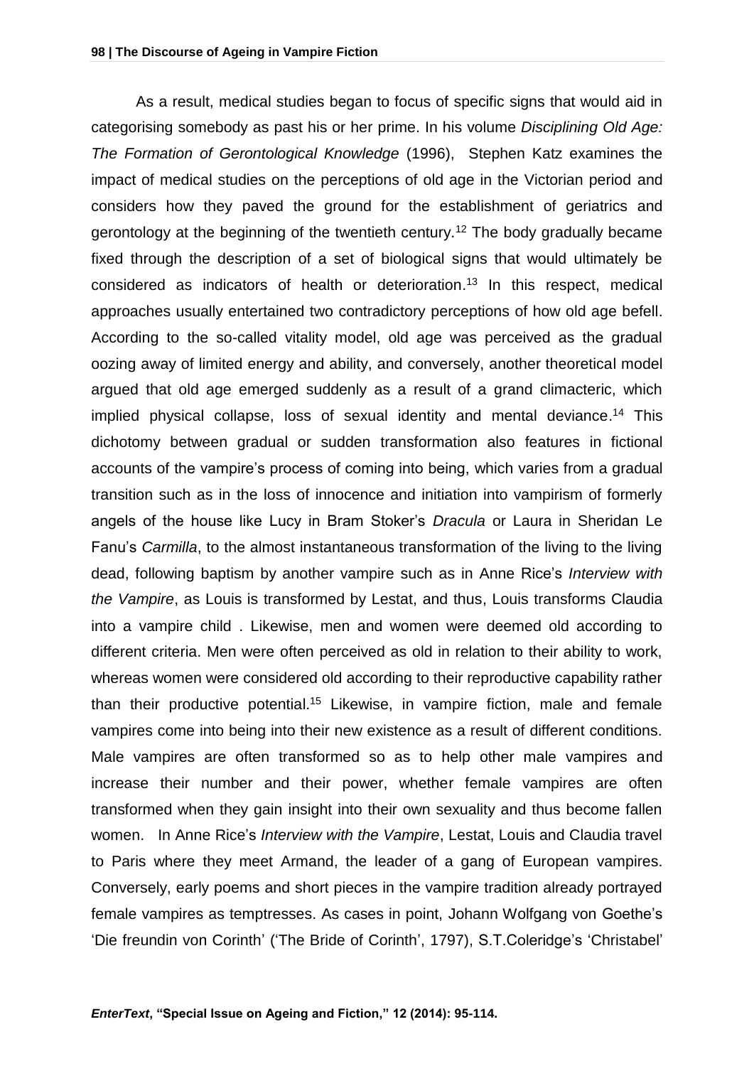As a result, medical studies began to focus of specific signs that would aid in categorising somebody as past his or her prime. In his volume *Disciplining Old Age: The Formation of Gerontological Knowledge* (1996), Stephen Katz examines the impact of medical studies on the perceptions of old age in the Victorian period and considers how they paved the ground for the establishment of geriatrics and gerontology at the beginning of the twentieth century.[12] The body gradually became fixed through the description of a set of biological signs that would ultimately be considered as indicators of health or deterioration.[13] In this respect, medical approaches usually entertained two contradictory perceptions of how old age befell. According to the so-called vitality model, old age was perceived as the gradual oozing away of limited energy and ability, and conversely, another theoretical model argued that old age emerged suddenly as a result of a grand climacteric, which implied physical collapse, loss of sexual identity and mental deviance.[14] This dichotomy between gradual or sudden transformation also features in fictional accounts of the vampire's process of coming into being, which varies from a gradual transition such as in the loss of innocence and initiation into vampirism of formerly angels of the house like Lucy in Bram Stoker's *Dracula* or Laura in Sheridan Le Fanu's *Carmilla*, to the almost instantaneous transformation of the living to the living dead, following baptism by another vampire such as in Anne Rice's *Interview with the Vampire*, as Louis is transformed by Lestat, and thus, Louis transforms Claudia into a vampire child . Likewise, men and women were deemed old according to different criteria. Men were often perceived as old in relation to their ability to work, whereas women were considered old according to their reproductive capability rather than their productive potential.[15] Likewise, in vampire fiction, male and female vampires come into being into their new existence as a result of different conditions. Male vampires are often transformed so as to help other male vampires and increase their number and their power, whether female vampires are often transformed when they gain insight into their own sexuality and thus become fallen women. In Anne Rice's *Interview with the Vampire*, Lestat, Louis and Claudia travel to Paris where they meet Armand, the leader of a gang of European vampires. Conversely, early poems and short pieces in the vampire tradition already portrayed female vampires as temptresses. As cases in point, Johann Wolfgang von Goethe's 'Die freundin von Corinth' ('The Bride of Corinth', 1797), S.T.Coleridge's 'Christabel'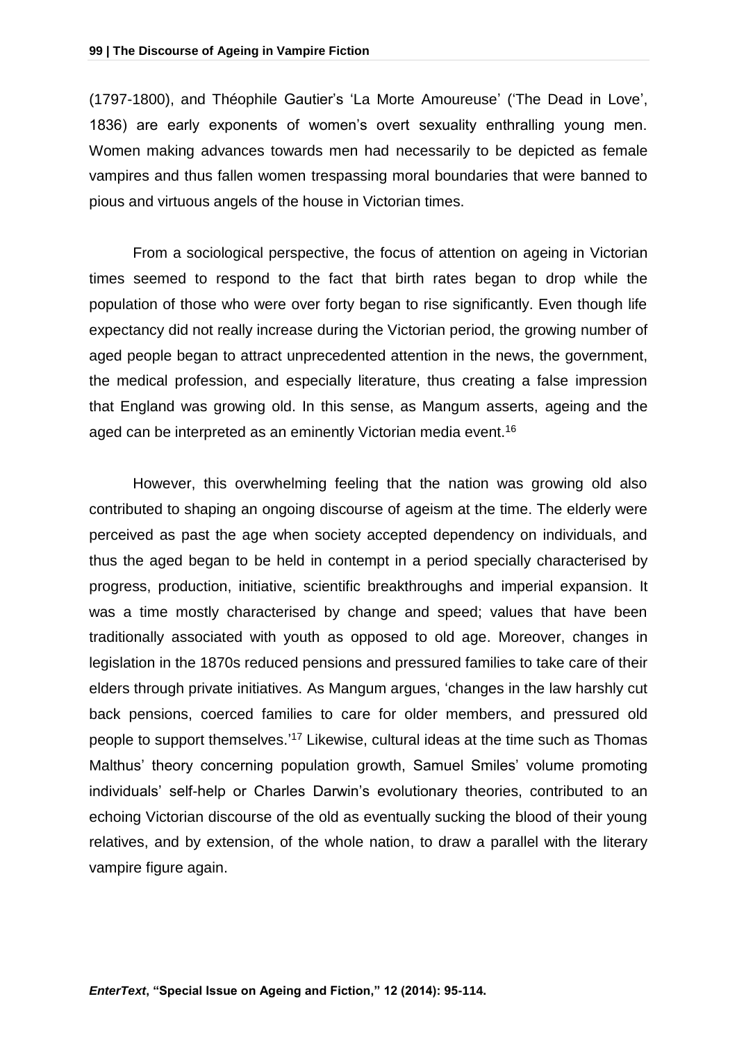(1797-1800), and Théophile Gautier's 'La Morte Amoureuse' ('The Dead in Love', 1836) are early exponents of women's overt sexuality enthralling young men. Women making advances towards men had necessarily to be depicted as female vampires and thus fallen women trespassing moral boundaries that were banned to pious and virtuous angels of the house in Victorian times.

From a sociological perspective, the focus of attention on ageing in Victorian times seemed to respond to the fact that birth rates began to drop while the population of those who were over forty began to rise significantly. Even though life expectancy did not really increase during the Victorian period, the growing number of aged people began to attract unprecedented attention in the news, the government, the medical profession, and especially literature, thus creating a false impression that England was growing old. In this sense, as Mangum asserts, ageing and the aged can be interpreted as an eminently Victorian media event.[16]

However, this overwhelming feeling that the nation was growing old also contributed to shaping an ongoing discourse of ageism at the time. The elderly were perceived as past the age when society accepted dependency on individuals, and thus the aged began to be held in contempt in a period specially characterised by progress, production, initiative, scientific breakthroughs and imperial expansion. It was a time mostly characterised by change and speed; values that have been traditionally associated with youth as opposed to old age. Moreover, changes in legislation in the 1870s reduced pensions and pressured families to take care of their elders through private initiatives. As Mangum argues, 'changes in the law harshly cut back pensions, coerced families to care for older members, and pressured old people to support themselves.'[17] Likewise, cultural ideas at the time such as Thomas Malthus' theory concerning population growth, Samuel Smiles' volume promoting individuals' self-help or Charles Darwin's evolutionary theories, contributed to an echoing Victorian discourse of the old as eventually sucking the blood of their young relatives, and by extension, of the whole nation, to draw a parallel with the literary vampire figure again.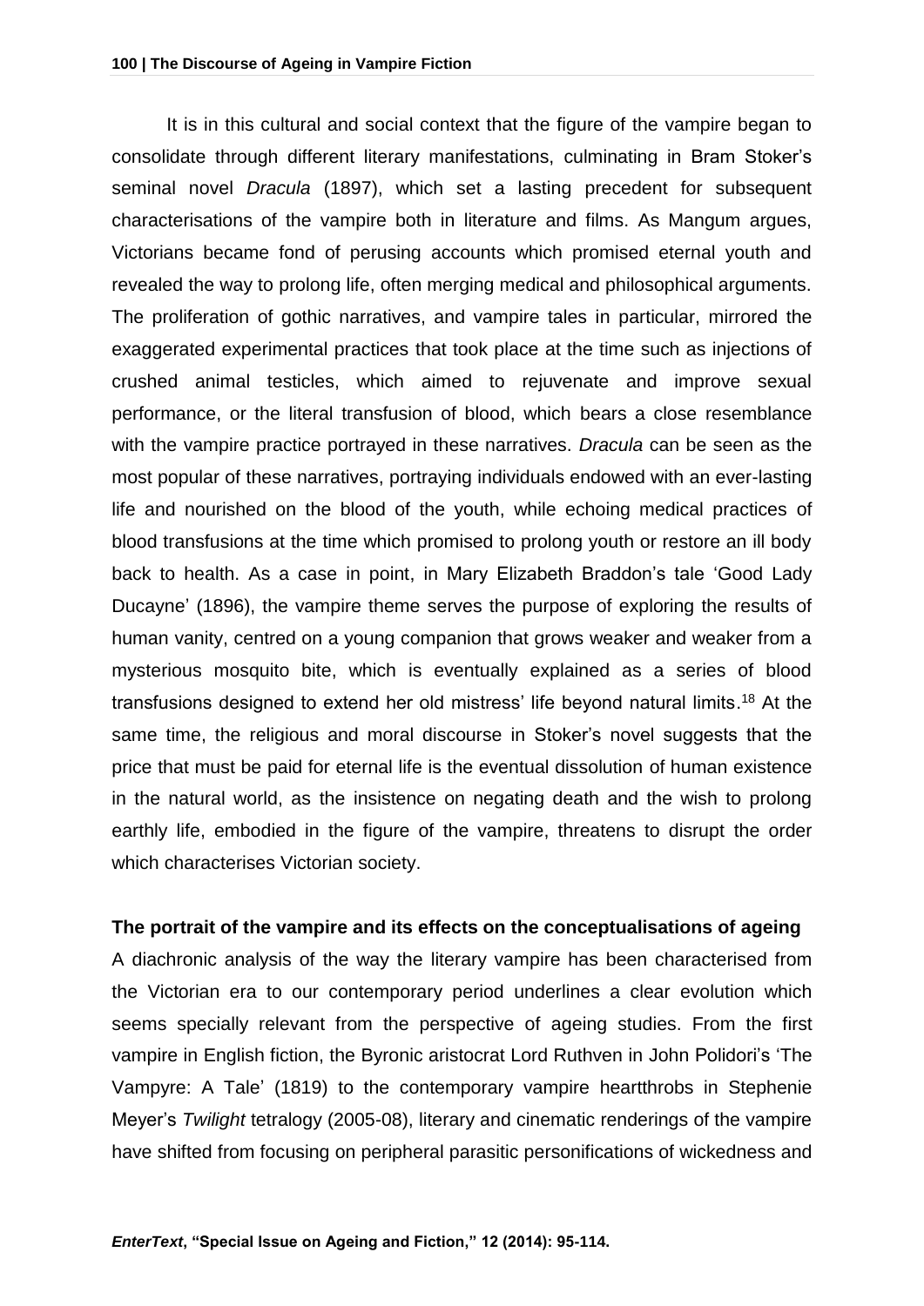It is in this cultural and social context that the figure of the vampire began to consolidate through different literary manifestations, culminating in Bram Stoker's seminal novel *Dracula* (1897), which set a lasting precedent for subsequent characterisations of the vampire both in literature and films. As Mangum argues, Victorians became fond of perusing accounts which promised eternal youth and revealed the way to prolong life, often merging medical and philosophical arguments. The proliferation of gothic narratives, and vampire tales in particular, mirrored the exaggerated experimental practices that took place at the time such as injections of crushed animal testicles, which aimed to rejuvenate and improve sexual performance, or the literal transfusion of blood, which bears a close resemblance with the vampire practice portrayed in these narratives. *Dracula* can be seen as the most popular of these narratives, portraying individuals endowed with an ever-lasting life and nourished on the blood of the youth, while echoing medical practices of blood transfusions at the time which promised to prolong youth or restore an ill body back to health. As a case in point, in Mary Elizabeth Braddon's tale 'Good Lady Ducayne' (1896), the vampire theme serves the purpose of exploring the results of human vanity, centred on a young companion that grows weaker and weaker from a mysterious mosquito bite, which is eventually explained as a series of blood transfusions designed to extend her old mistress' life beyond natural limits.[18] At the same time, the religious and moral discourse in Stoker's novel suggests that the price that must be paid for eternal life is the eventual dissolution of human existence in the natural world, as the insistence on negating death and the wish to prolong earthly life, embodied in the figure of the vampire, threatens to disrupt the order which characterises Victorian society.

## The portrait of the vampire and its effects on the conceptualisations of ageing

A diachronic analysis of the way the literary vampire has been characterised from the Victorian era to our contemporary period underlines a clear evolution which seems specially relevant from the perspective of ageing studies. From the first vampire in English fiction, the Byronic aristocrat Lord Ruthven in John Polidori's 'The Vampyre: A Tale' (1819) to the contemporary vampire heartthrobs in Stephenie Meyer's *Twilight* tetralogy (2005-08), literary and cinematic renderings of the vampire have shifted from focusing on peripheral parasitic personifications of wickedness and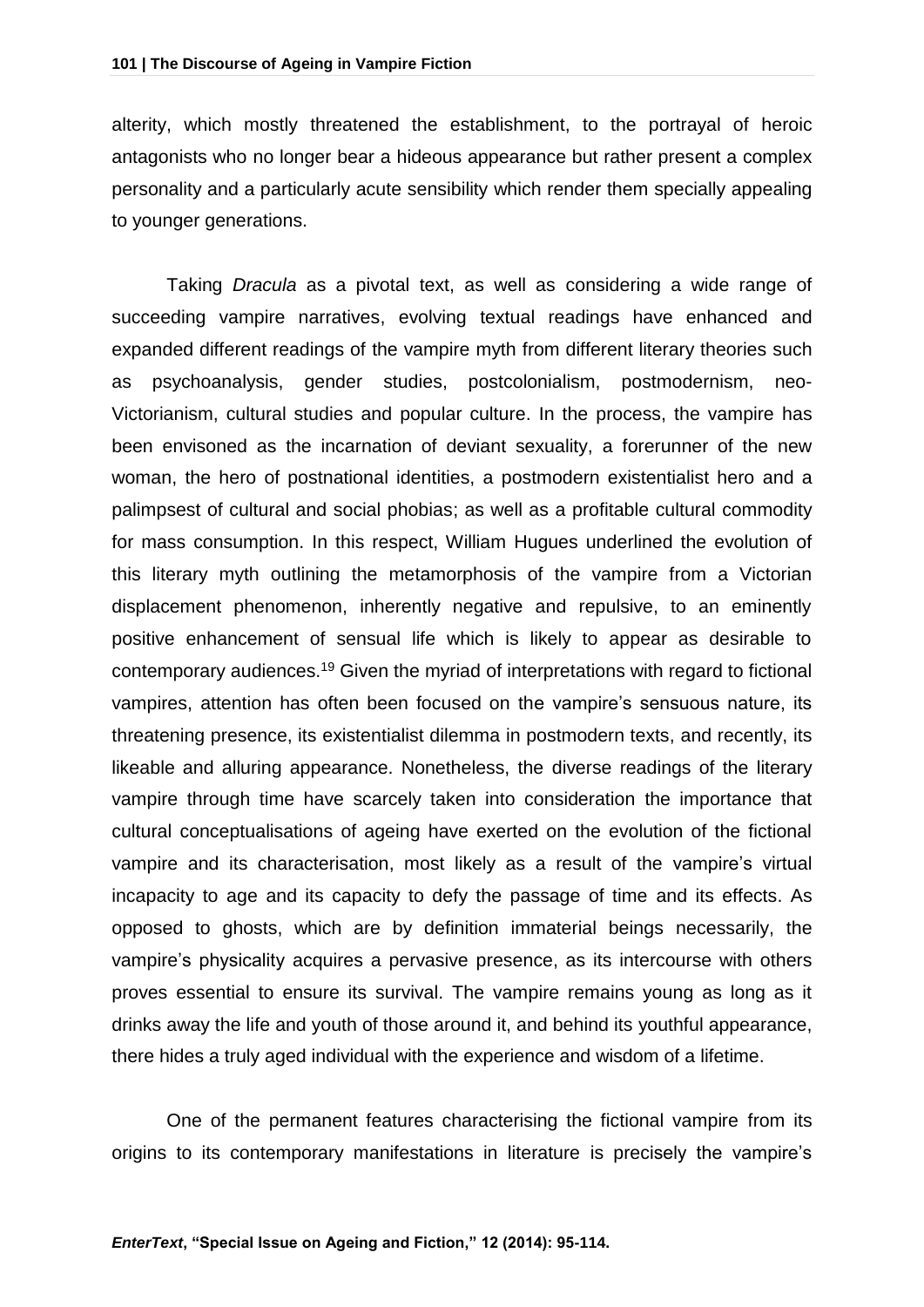alterity, which mostly threatened the establishment, to the portrayal of heroic antagonists who no longer bear a hideous appearance but rather present a complex personality and a particularly acute sensibility which render them specially appealing to younger generations.

Taking *Dracula* as a pivotal text, as well as considering a wide range of succeeding vampire narratives, evolving textual readings have enhanced and expanded different readings of the vampire myth from different literary theories such as psychoanalysis, gender studies, postcolonialism, postmodernism, neo-Victorianism, cultural studies and popular culture. In the process, the vampire has been envisoned as the incarnation of deviant sexuality, a forerunner of the new woman, the hero of postnational identities, a postmodern existentialist hero and a palimpsest of cultural and social phobias; as well as a profitable cultural commodity for mass consumption. In this respect, William Hugues underlined the evolution of this literary myth outlining the metamorphosis of the vampire from a Victorian displacement phenomenon, inherently negative and repulsive, to an eminently positive enhancement of sensual life which is likely to appear as desirable to contemporary audiences.[19] Given the myriad of interpretations with regard to fictional vampires, attention has often been focused on the vampire's sensuous nature, its threatening presence, its existentialist dilemma in postmodern texts, and recently, its likeable and alluring appearance. Nonetheless, the diverse readings of the literary vampire through time have scarcely taken into consideration the importance that cultural conceptualisations of ageing have exerted on the evolution of the fictional vampire and its characterisation, most likely as a result of the vampire's virtual incapacity to age and its capacity to defy the passage of time and its effects. As opposed to ghosts, which are by definition immaterial beings necessarily, the vampire's physicality acquires a pervasive presence, as its intercourse with others proves essential to ensure its survival. The vampire remains young as long as it drinks away the life and youth of those around it, and behind its youthful appearance, there hides a truly aged individual with the experience and wisdom of a lifetime.

One of the permanent features characterising the fictional vampire from its origins to its contemporary manifestations in literature is precisely the vampire's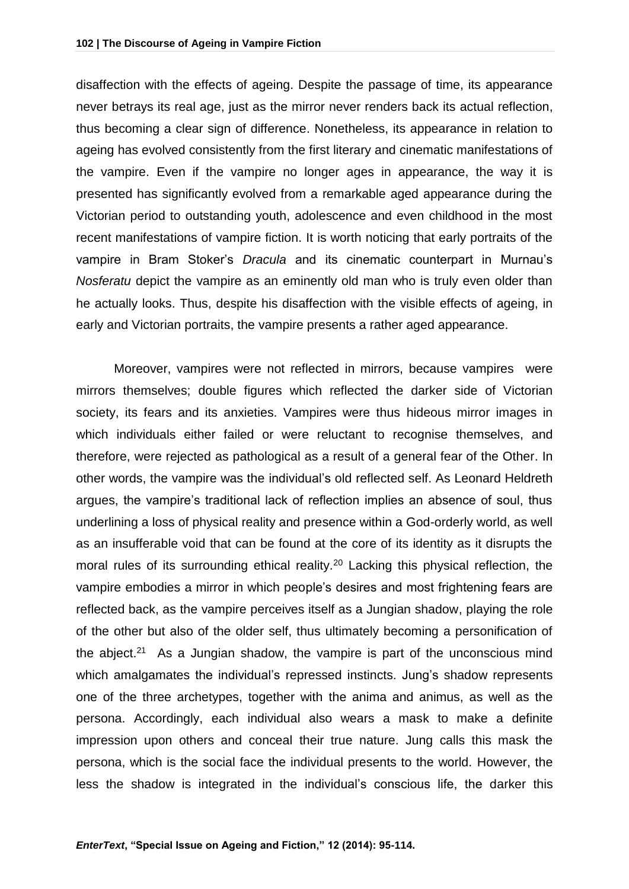disaffection with the effects of ageing. Despite the passage of time, its appearance never betrays its real age, just as the mirror never renders back its actual reflection, thus becoming a clear sign of difference. Nonetheless, its appearance in relation to ageing has evolved consistently from the first literary and cinematic manifestations of the vampire. Even if the vampire no longer ages in appearance, the way it is presented has significantly evolved from a remarkable aged appearance during the Victorian period to outstanding youth, adolescence and even childhood in the most recent manifestations of vampire fiction. It is worth noticing that early portraits of the vampire in Bram Stoker's *Dracula* and its cinematic counterpart in Murnau's *Nosferatu* depict the vampire as an eminently old man who is truly even older than he actually looks. Thus, despite his disaffection with the visible effects of ageing, in early and Victorian portraits, the vampire presents a rather aged appearance.

Moreover, vampires were not reflected in mirrors, because vampires were mirrors themselves; double figures which reflected the darker side of Victorian society, its fears and its anxieties. Vampires were thus hideous mirror images in which individuals either failed or were reluctant to recognise themselves, and therefore, were rejected as pathological as a result of a general fear of the Other. In other words, the vampire was the individual's old reflected self. As Leonard Heldreth argues, the vampire's traditional lack of reflection implies an absence of soul, thus underlining a loss of physical reality and presence within a God-orderly world, as well as an insufferable void that can be found at the core of its identity as it disrupts the moral rules of its surrounding ethical reality.[20] Lacking this physical reflection, the vampire embodies a mirror in which people's desires and most frightening fears are reflected back, as the vampire perceives itself as a Jungian shadow, playing the role of the other but also of the older self, thus ultimately becoming a personification of the abject.[21] As a Jungian shadow, the vampire is part of the unconscious mind which amalgamates the individual's repressed instincts. Jung's shadow represents one of the three archetypes, together with the anima and animus, as well as the persona. Accordingly, each individual also wears a mask to make a definite impression upon others and conceal their true nature. Jung calls this mask the persona, which is the social face the individual presents to the world. However, the less the shadow is integrated in the individual's conscious life, the darker this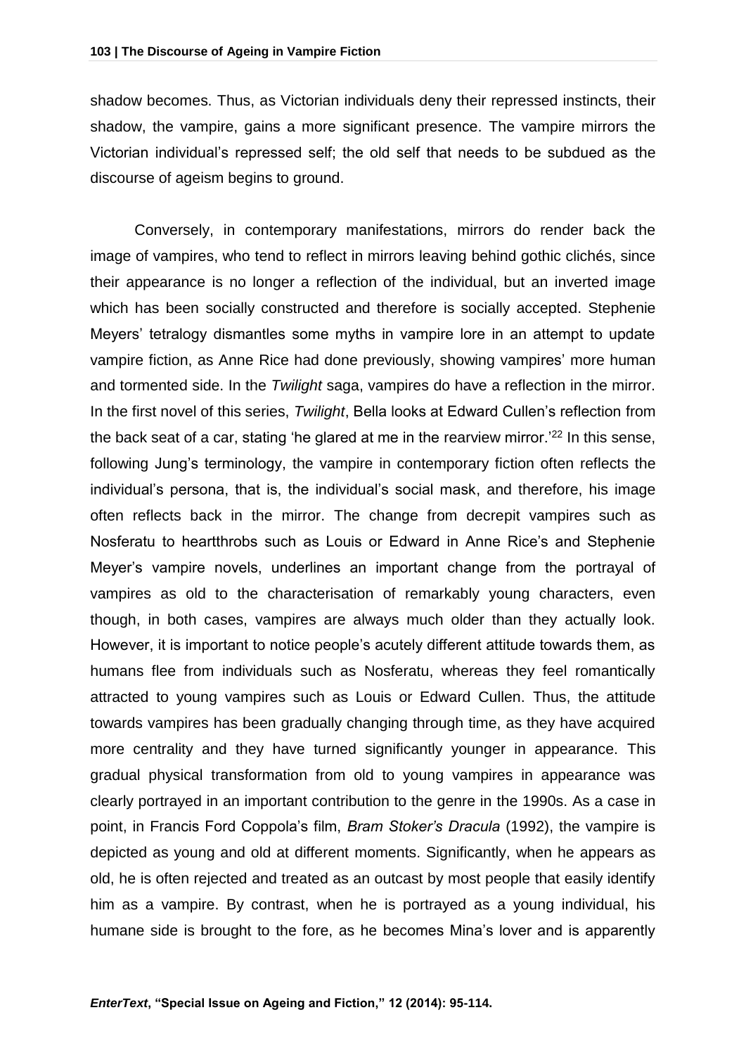shadow becomes. Thus, as Victorian individuals deny their repressed instincts, their shadow, the vampire, gains a more significant presence. The vampire mirrors the Victorian individual's repressed self; the old self that needs to be subdued as the discourse of ageism begins to ground.

Conversely, in contemporary manifestations, mirrors do render back the image of vampires, who tend to reflect in mirrors leaving behind gothic clichés, since their appearance is no longer a reflection of the individual, but an inverted image which has been socially constructed and therefore is socially accepted. Stephenie Meyers' tetralogy dismantles some myths in vampire lore in an attempt to update vampire fiction, as Anne Rice had done previously, showing vampires' more human and tormented side. In the *Twilight* saga, vampires do have a reflection in the mirror. In the first novel of this series, *Twilight*, Bella looks at Edward Cullen's reflection from the back seat of a car, stating 'he glared at me in the rearview mirror.'[22] In this sense, following Jung's terminology, the vampire in contemporary fiction often reflects the individual's persona, that is, the individual's social mask, and therefore, his image often reflects back in the mirror. The change from decrepit vampires such as Nosferatu to heartthrobs such as Louis or Edward in Anne Rice's and Stephenie Meyer's vampire novels, underlines an important change from the portrayal of vampires as old to the characterisation of remarkably young characters, even though, in both cases, vampires are always much older than they actually look. However, it is important to notice people's acutely different attitude towards them, as humans flee from individuals such as Nosferatu, whereas they feel romantically attracted to young vampires such as Louis or Edward Cullen. Thus, the attitude towards vampires has been gradually changing through time, as they have acquired more centrality and they have turned significantly younger in appearance. This gradual physical transformation from old to young vampires in appearance was clearly portrayed in an important contribution to the genre in the 1990s. As a case in point, in Francis Ford Coppola's film, *Bram Stoker's Dracula* (1992), the vampire is depicted as young and old at different moments. Significantly, when he appears as old, he is often rejected and treated as an outcast by most people that easily identify him as a vampire. By contrast, when he is portrayed as a young individual, his humane side is brought to the fore, as he becomes Mina's lover and is apparently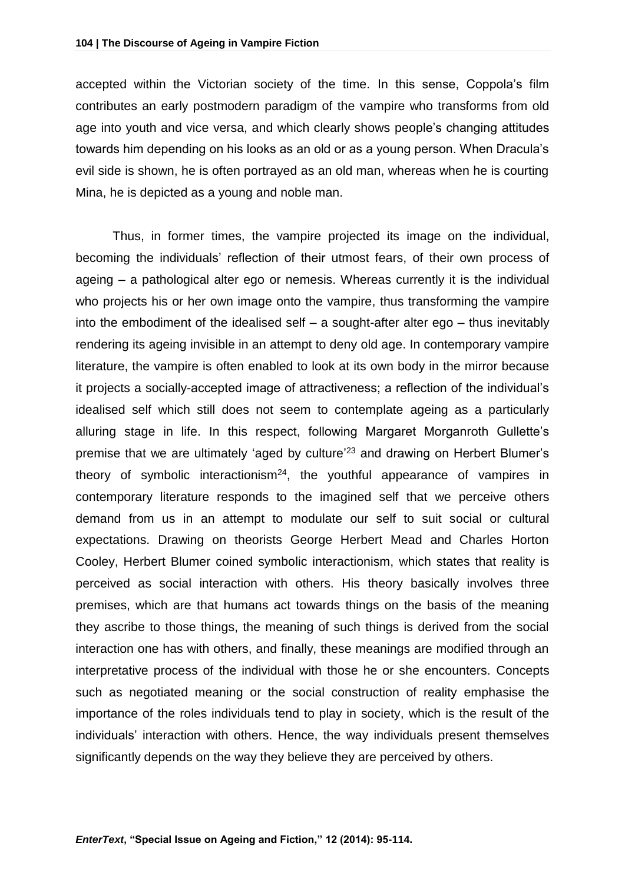accepted within the Victorian society of the time. In this sense, Coppola's film contributes an early postmodern paradigm of the vampire who transforms from old age into youth and vice versa, and which clearly shows people's changing attitudes towards him depending on his looks as an old or as a young person. When Dracula's evil side is shown, he is often portrayed as an old man, whereas when he is courting Mina, he is depicted as a young and noble man.

Thus, in former times, the vampire projected its image on the individual, becoming the individuals' reflection of their utmost fears, of their own process of ageing – a pathological alter ego or nemesis. Whereas currently it is the individual who projects his or her own image onto the vampire, thus transforming the vampire into the embodiment of the idealised self – a sought-after alter ego – thus inevitably rendering its ageing invisible in an attempt to deny old age. In contemporary vampire literature, the vampire is often enabled to look at its own body in the mirror because it projects a socially-accepted image of attractiveness; a reflection of the individual's idealised self which still does not seem to contemplate ageing as a particularly alluring stage in life. In this respect, following Margaret Morganroth Gullette's premise that we are ultimately 'aged by culture'[23] and drawing on Herbert Blumer's theory of symbolic interactionism[24], the youthful appearance of vampires in contemporary literature responds to the imagined self that we perceive others demand from us in an attempt to modulate our self to suit social or cultural expectations. Drawing on theorists George Herbert Mead and Charles Horton Cooley, Herbert Blumer coined symbolic interactionism, which states that reality is perceived as social interaction with others. His theory basically involves three premises, which are that humans act towards things on the basis of the meaning they ascribe to those things, the meaning of such things is derived from the social interaction one has with others, and finally, these meanings are modified through an interpretative process of the individual with those he or she encounters. Concepts such as negotiated meaning or the social construction of reality emphasise the importance of the roles individuals tend to play in society, which is the result of the individuals' interaction with others. Hence, the way individuals present themselves significantly depends on the way they believe they are perceived by others.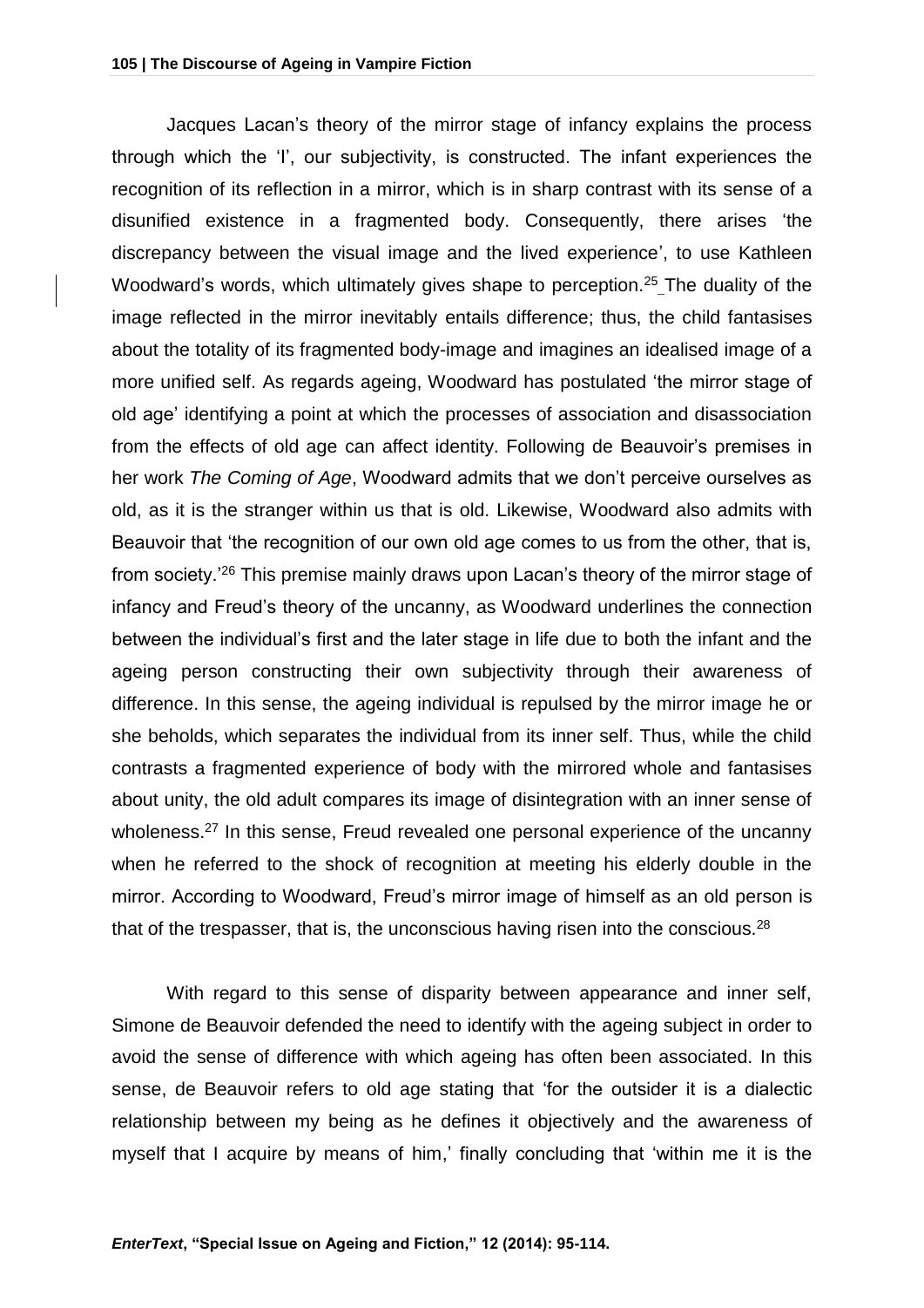Jacques Lacan's theory of the mirror stage of infancy explains the process through which the 'I', our subjectivity, is constructed. The infant experiences the recognition of its reflection in a mirror, which is in sharp contrast with its sense of a disunified existence in a fragmented body. Consequently, there arises 'the discrepancy between the visual image and the lived experience', to use Kathleen Woodward's words, which ultimately gives shape to perception.[25] The duality of the image reflected in the mirror inevitably entails difference; thus, the child fantasises about the totality of its fragmented body-image and imagines an idealised image of a more unified self. As regards ageing, Woodward has postulated 'the mirror stage of old age' identifying a point at which the processes of association and disassociation from the effects of old age can affect identity. Following de Beauvoir's premises in her work *The Coming of Age*, Woodward admits that we don't perceive ourselves as old, as it is the stranger within us that is old. Likewise, Woodward also admits with Beauvoir that 'the recognition of our own old age comes to us from the other, that is, from society.'[26] This premise mainly draws upon Lacan's theory of the mirror stage of infancy and Freud's theory of the uncanny, as Woodward underlines the connection between the individual's first and the later stage in life due to both the infant and the ageing person constructing their own subjectivity through their awareness of difference. In this sense, the ageing individual is repulsed by the mirror image he or she beholds, which separates the individual from its inner self. Thus, while the child contrasts a fragmented experience of body with the mirrored whole and fantasises about unity, the old adult compares its image of disintegration with an inner sense of wholeness.[27] In this sense, Freud revealed one personal experience of the uncanny when he referred to the shock of recognition at meeting his elderly double in the mirror. According to Woodward, Freud's mirror image of himself as an old person is that of the trespasser, that is, the unconscious having risen into the conscious.[28]

With regard to this sense of disparity between appearance and inner self, Simone de Beauvoir defended the need to identify with the ageing subject in order to avoid the sense of difference with which ageing has often been associated. In this sense, de Beauvoir refers to old age stating that 'for the outsider it is a dialectic relationship between my being as he defines it objectively and the awareness of myself that I acquire by means of him,' finally concluding that 'within me it is the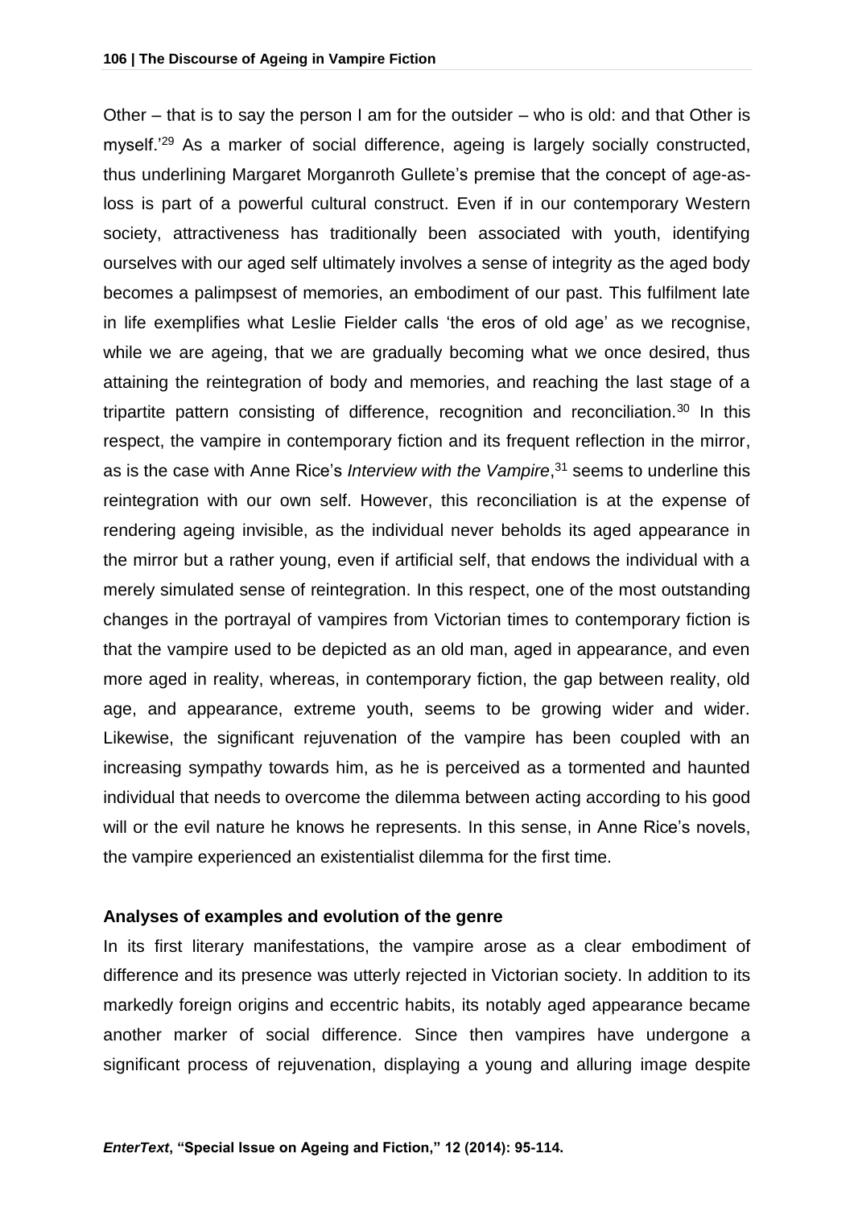Other – that is to say the person I am for the outsider – who is old: and that Other is myself.'[29] As a marker of social difference, ageing is largely socially constructed, thus underlining Margaret Morganroth Gullete's premise that the concept of age-as-loss is part of a powerful cultural construct. Even if in our contemporary Western society, attractiveness has traditionally been associated with youth, identifying ourselves with our aged self ultimately involves a sense of integrity as the aged body becomes a palimpsest of memories, an embodiment of our past. This fulfilment late in life exemplifies what Leslie Fielder calls 'the eros of old age' as we recognise, while we are ageing, that we are gradually becoming what we once desired, thus attaining the reintegration of body and memories, and reaching the last stage of a tripartite pattern consisting of difference, recognition and reconciliation.[30] In this respect, the vampire in contemporary fiction and its frequent reflection in the mirror, as is the case with Anne Rice's *Interview with the Vampire*,[31] seems to underline this reintegration with our own self. However, this reconciliation is at the expense of rendering ageing invisible, as the individual never beholds its aged appearance in the mirror but a rather young, even if artificial self, that endows the individual with a merely simulated sense of reintegration. In this respect, one of the most outstanding changes in the portrayal of vampires from Victorian times to contemporary fiction is that the vampire used to be depicted as an old man, aged in appearance, and even more aged in reality, whereas, in contemporary fiction, the gap between reality, old age, and appearance, extreme youth, seems to be growing wider and wider. Likewise, the significant rejuvenation of the vampire has been coupled with an increasing sympathy towards him, as he is perceived as a tormented and haunted individual that needs to overcome the dilemma between acting according to his good will or the evil nature he knows he represents. In this sense, in Anne Rice's novels, the vampire experienced an existentialist dilemma for the first time.

### Analyses of examples and evolution of the genre

In its first literary manifestations, the vampire arose as a clear embodiment of difference and its presence was utterly rejected in Victorian society. In addition to its markedly foreign origins and eccentric habits, its notably aged appearance became another marker of social difference. Since then vampires have undergone a significant process of rejuvenation, displaying a young and alluring image despite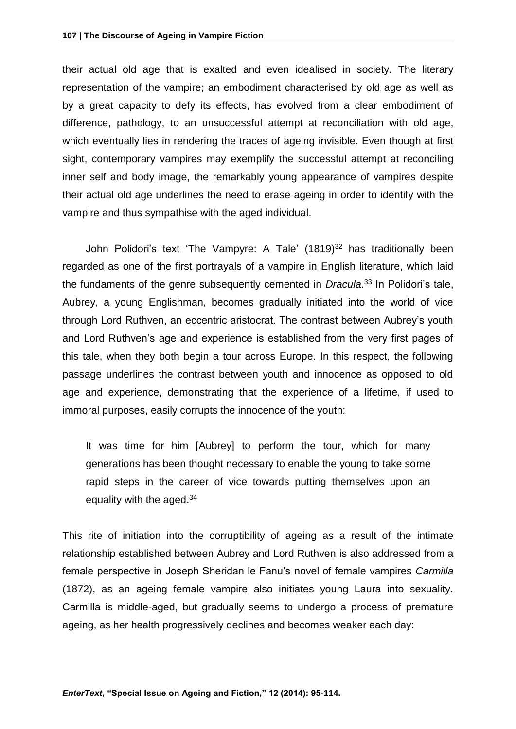their actual old age that is exalted and even idealised in society. The literary representation of the vampire; an embodiment characterised by old age as well as by a great capacity to defy its effects, has evolved from a clear embodiment of difference, pathology, to an unsuccessful attempt at reconciliation with old age, which eventually lies in rendering the traces of ageing invisible. Even though at first sight, contemporary vampires may exemplify the successful attempt at reconciling inner self and body image, the remarkably young appearance of vampires despite their actual old age underlines the need to erase ageing in order to identify with the vampire and thus sympathise with the aged individual.

John Polidori's text 'The Vampyre: A Tale' (1819)[32] has traditionally been regarded as one of the first portrayals of a vampire in English literature, which laid the fundaments of the genre subsequently cemented in *Dracula*.[33] In Polidori's tale, Aubrey, a young Englishman, becomes gradually initiated into the world of vice through Lord Ruthven, an eccentric aristocrat. The contrast between Aubrey's youth and Lord Ruthven's age and experience is established from the very first pages of this tale, when they both begin a tour across Europe. In this respect, the following passage underlines the contrast between youth and innocence as opposed to old age and experience, demonstrating that the experience of a lifetime, if used to immoral purposes, easily corrupts the innocence of the youth:

> It was time for him [Aubrey] to perform the tour, which for many generations has been thought necessary to enable the young to take some rapid steps in the career of vice towards putting themselves upon an equality with the aged.[34]

This rite of initiation into the corruptibility of ageing as a result of the intimate relationship established between Aubrey and Lord Ruthven is also addressed from a female perspective in Joseph Sheridan le Fanu's novel of female vampires *Carmilla* (1872), as an ageing female vampire also initiates young Laura into sexuality. Carmilla is middle-aged, but gradually seems to undergo a process of premature ageing, as her health progressively declines and becomes weaker each day: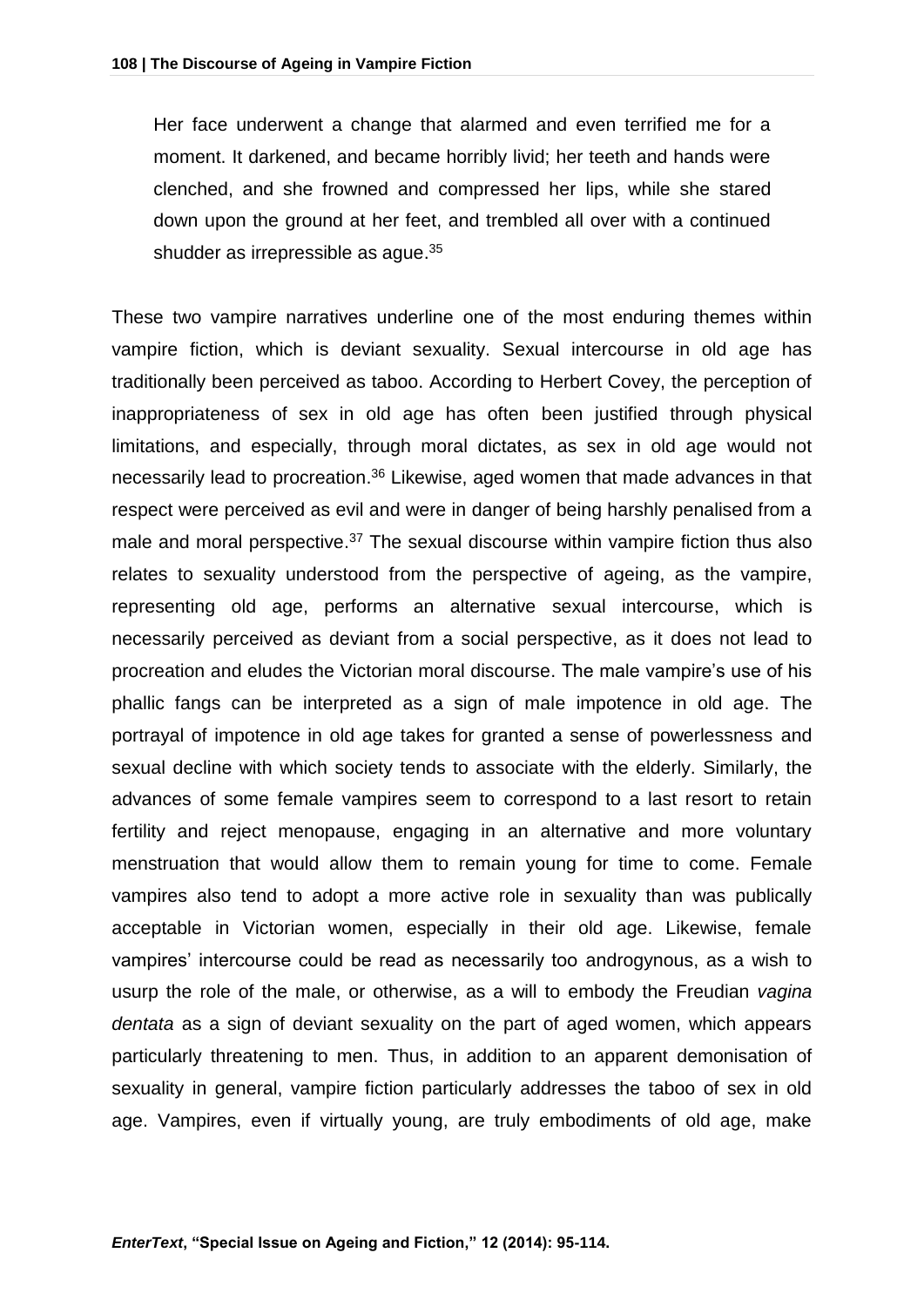> Her face underwent a change that alarmed and even terrified me for a moment. It darkened, and became horribly livid; her teeth and hands were clenched, and she frowned and compressed her lips, while she stared down upon the ground at her feet, and trembled all over with a continued shudder as irrepressible as ague.[35]

These two vampire narratives underline one of the most enduring themes within vampire fiction, which is deviant sexuality. Sexual intercourse in old age has traditionally been perceived as taboo. According to Herbert Covey, the perception of inappropriateness of sex in old age has often been justified through physical limitations, and especially, through moral dictates, as sex in old age would not necessarily lead to procreation.[36] Likewise, aged women that made advances in that respect were perceived as evil and were in danger of being harshly penalised from a male and moral perspective.[37] The sexual discourse within vampire fiction thus also relates to sexuality understood from the perspective of ageing, as the vampire, representing old age, performs an alternative sexual intercourse, which is necessarily perceived as deviant from a social perspective, as it does not lead to procreation and eludes the Victorian moral discourse. The male vampire's use of his phallic fangs can be interpreted as a sign of male impotence in old age. The portrayal of impotence in old age takes for granted a sense of powerlessness and sexual decline with which society tends to associate with the elderly. Similarly, the advances of some female vampires seem to correspond to a last resort to retain fertility and reject menopause, engaging in an alternative and more voluntary menstruation that would allow them to remain young for time to come. Female vampires also tend to adopt a more active role in sexuality than was publically acceptable in Victorian women, especially in their old age. Likewise, female vampires' intercourse could be read as necessarily too androgynous, as a wish to usurp the role of the male, or otherwise, as a will to embody the Freudian *vagina dentata* as a sign of deviant sexuality on the part of aged women, which appears particularly threatening to men. Thus, in addition to an apparent demonisation of sexuality in general, vampire fiction particularly addresses the taboo of sex in old age. Vampires, even if virtually young, are truly embodiments of old age, make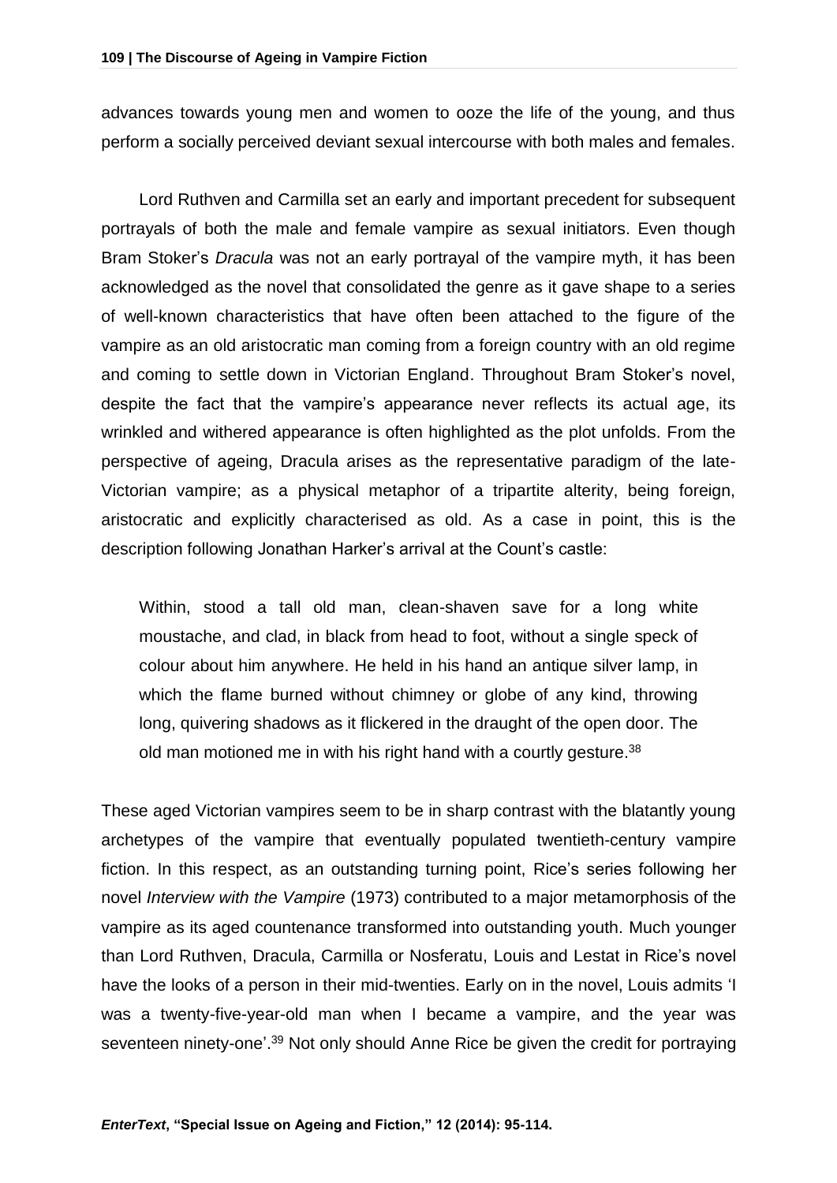advances towards young men and women to ooze the life of the young, and thus perform a socially perceived deviant sexual intercourse with both males and females.

Lord Ruthven and Carmilla set an early and important precedent for subsequent portrayals of both the male and female vampire as sexual initiators. Even though Bram Stoker's *Dracula* was not an early portrayal of the vampire myth, it has been acknowledged as the novel that consolidated the genre as it gave shape to a series of well-known characteristics that have often been attached to the figure of the vampire as an old aristocratic man coming from a foreign country with an old regime and coming to settle down in Victorian England. Throughout Bram Stoker's novel, despite the fact that the vampire's appearance never reflects its actual age, its wrinkled and withered appearance is often highlighted as the plot unfolds. From the perspective of ageing, Dracula arises as the representative paradigm of the late-Victorian vampire; as a physical metaphor of a tripartite alterity, being foreign, aristocratic and explicitly characterised as old. As a case in point, this is the description following Jonathan Harker's arrival at the Count's castle:

> Within, stood a tall old man, clean-shaven save for a long white moustache, and clad, in black from head to foot, without a single speck of colour about him anywhere. He held in his hand an antique silver lamp, in which the flame burned without chimney or globe of any kind, throwing long, quivering shadows as it flickered in the draught of the open door. The old man motioned me in with his right hand with a courtly gesture.[38]

These aged Victorian vampires seem to be in sharp contrast with the blatantly young archetypes of the vampire that eventually populated twentieth-century vampire fiction. In this respect, as an outstanding turning point, Rice's series following her novel *Interview with the Vampire* (1973) contributed to a major metamorphosis of the vampire as its aged countenance transformed into outstanding youth. Much younger than Lord Ruthven, Dracula, Carmilla or Nosferatu, Louis and Lestat in Rice's novel have the looks of a person in their mid-twenties. Early on in the novel, Louis admits 'I was a twenty-five-year-old man when I became a vampire, and the year was seventeen ninety-one'.[39] Not only should Anne Rice be given the credit for portraying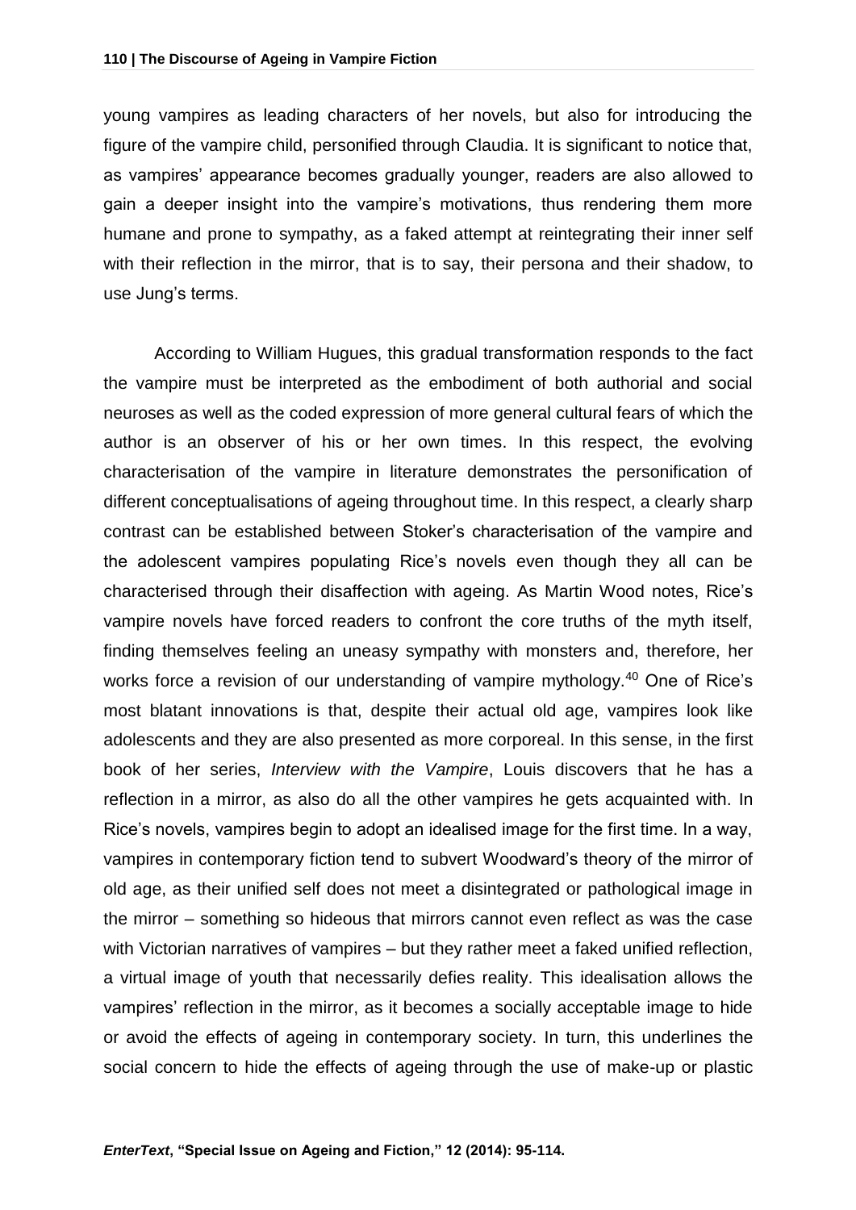young vampires as leading characters of her novels, but also for introducing the figure of the vampire child, personified through Claudia. It is significant to notice that, as vampires' appearance becomes gradually younger, readers are also allowed to gain a deeper insight into the vampire's motivations, thus rendering them more humane and prone to sympathy, as a faked attempt at reintegrating their inner self with their reflection in the mirror, that is to say, their persona and their shadow, to use Jung's terms.

According to William Hugues, this gradual transformation responds to the fact the vampire must be interpreted as the embodiment of both authorial and social neuroses as well as the coded expression of more general cultural fears of which the author is an observer of his or her own times. In this respect, the evolving characterisation of the vampire in literature demonstrates the personification of different conceptualisations of ageing throughout time. In this respect, a clearly sharp contrast can be established between Stoker's characterisation of the vampire and the adolescent vampires populating Rice's novels even though they all can be characterised through their disaffection with ageing. As Martin Wood notes, Rice's vampire novels have forced readers to confront the core truths of the myth itself, finding themselves feeling an uneasy sympathy with monsters and, therefore, her works force a revision of our understanding of vampire mythology.[40] One of Rice's most blatant innovations is that, despite their actual old age, vampires look like adolescents and they are also presented as more corporeal. In this sense, in the first book of her series, *Interview with the Vampire*, Louis discovers that he has a reflection in a mirror, as also do all the other vampires he gets acquainted with. In Rice's novels, vampires begin to adopt an idealised image for the first time. In a way, vampires in contemporary fiction tend to subvert Woodward's theory of the mirror of old age, as their unified self does not meet a disintegrated or pathological image in the mirror – something so hideous that mirrors cannot even reflect as was the case with Victorian narratives of vampires – but they rather meet a faked unified reflection, a virtual image of youth that necessarily defies reality. This idealisation allows the vampires' reflection in the mirror, as it becomes a socially acceptable image to hide or avoid the effects of ageing in contemporary society. In turn, this underlines the social concern to hide the effects of ageing through the use of make-up or plastic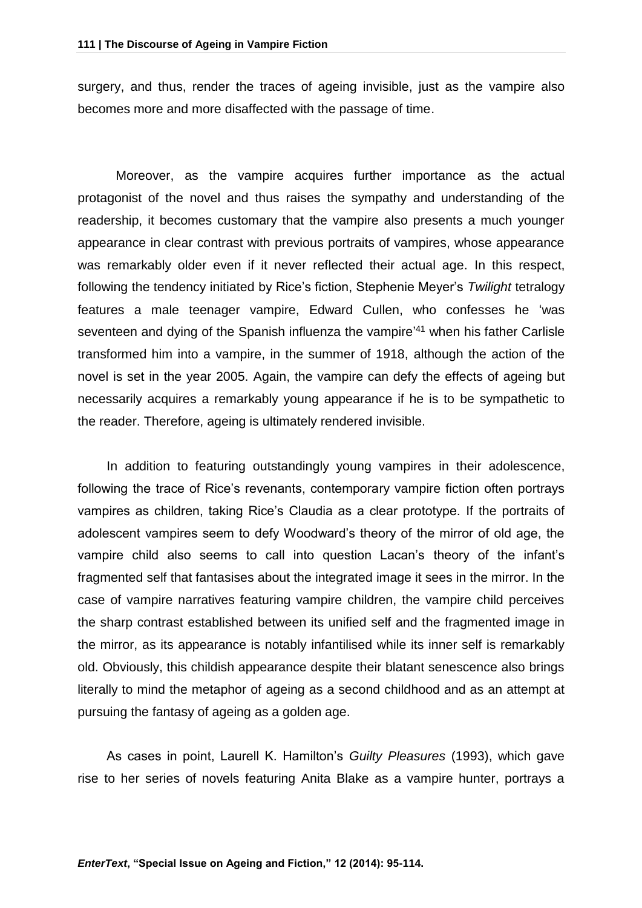surgery, and thus, render the traces of ageing invisible, just as the vampire also becomes more and more disaffected with the passage of time.

Moreover, as the vampire acquires further importance as the actual protagonist of the novel and thus raises the sympathy and understanding of the readership, it becomes customary that the vampire also presents a much younger appearance in clear contrast with previous portraits of vampires, whose appearance was remarkably older even if it never reflected their actual age. In this respect, following the tendency initiated by Rice's fiction, Stephenie Meyer's *Twilight* tetralogy features a male teenager vampire, Edward Cullen, who confesses he 'was seventeen and dying of the Spanish influenza the vampire'[41] when his father Carlisle transformed him into a vampire, in the summer of 1918, although the action of the novel is set in the year 2005. Again, the vampire can defy the effects of ageing but necessarily acquires a remarkably young appearance if he is to be sympathetic to the reader. Therefore, ageing is ultimately rendered invisible.

In addition to featuring outstandingly young vampires in their adolescence, following the trace of Rice's revenants, contemporary vampire fiction often portrays vampires as children, taking Rice's Claudia as a clear prototype. If the portraits of adolescent vampires seem to defy Woodward's theory of the mirror of old age, the vampire child also seems to call into question Lacan's theory of the infant's fragmented self that fantasises about the integrated image it sees in the mirror. In the case of vampire narratives featuring vampire children, the vampire child perceives the sharp contrast established between its unified self and the fragmented image in the mirror, as its appearance is notably infantilised while its inner self is remarkably old. Obviously, this childish appearance despite their blatant senescence also brings literally to mind the metaphor of ageing as a second childhood and as an attempt at pursuing the fantasy of ageing as a golden age.

As cases in point, Laurell K. Hamilton's *Guilty Pleasures* (1993), which gave rise to her series of novels featuring Anita Blake as a vampire hunter, portrays a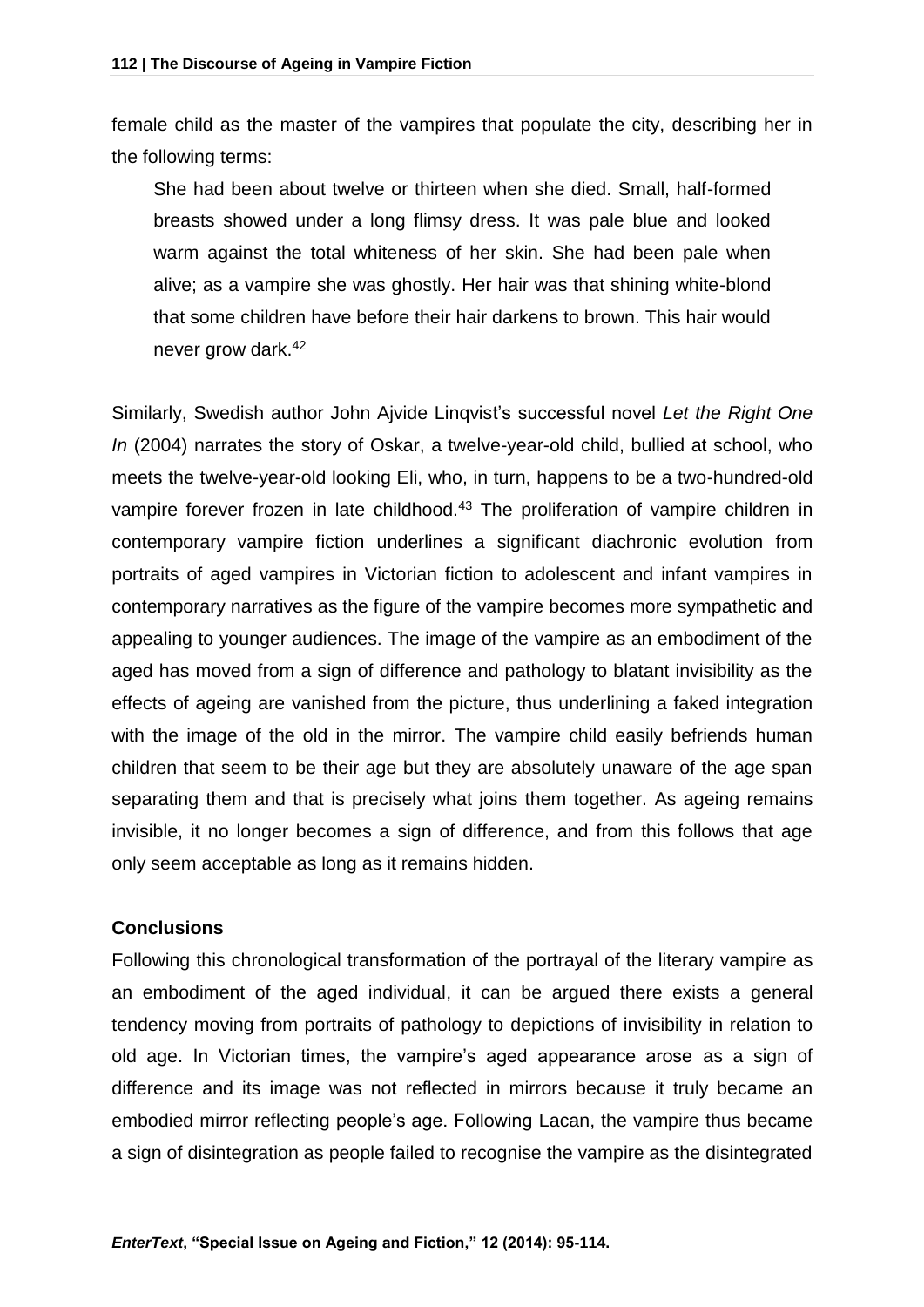female child as the master of the vampires that populate the city, describing her in the following terms:

> She had been about twelve or thirteen when she died. Small, half-formed breasts showed under a long flimsy dress. It was pale blue and looked warm against the total whiteness of her skin. She had been pale when alive; as a vampire she was ghostly. Her hair was that shining white-blond that some children have before their hair darkens to brown. This hair would never grow dark.[42]

Similarly, Swedish author John Ajvide Linqvist's successful novel *Let the Right One In* (2004) narrates the story of Oskar, a twelve-year-old child, bullied at school, who meets the twelve-year-old looking Eli, who, in turn, happens to be a two-hundred-old vampire forever frozen in late childhood.[43] The proliferation of vampire children in contemporary vampire fiction underlines a significant diachronic evolution from portraits of aged vampires in Victorian fiction to adolescent and infant vampires in contemporary narratives as the figure of the vampire becomes more sympathetic and appealing to younger audiences. The image of the vampire as an embodiment of the aged has moved from a sign of difference and pathology to blatant invisibility as the effects of ageing are vanished from the picture, thus underlining a faked integration with the image of the old in the mirror. The vampire child easily befriends human children that seem to be their age but they are absolutely unaware of the age span separating them and that is precisely what joins them together. As ageing remains invisible, it no longer becomes a sign of difference, and from this follows that age only seem acceptable as long as it remains hidden.

### Conclusions

Following this chronological transformation of the portrayal of the literary vampire as an embodiment of the aged individual, it can be argued there exists a general tendency moving from portraits of pathology to depictions of invisibility in relation to old age. In Victorian times, the vampire's aged appearance arose as a sign of difference and its image was not reflected in mirrors because it truly became an embodied mirror reflecting people's age. Following Lacan, the vampire thus became a sign of disintegration as people failed to recognise the vampire as the disintegrated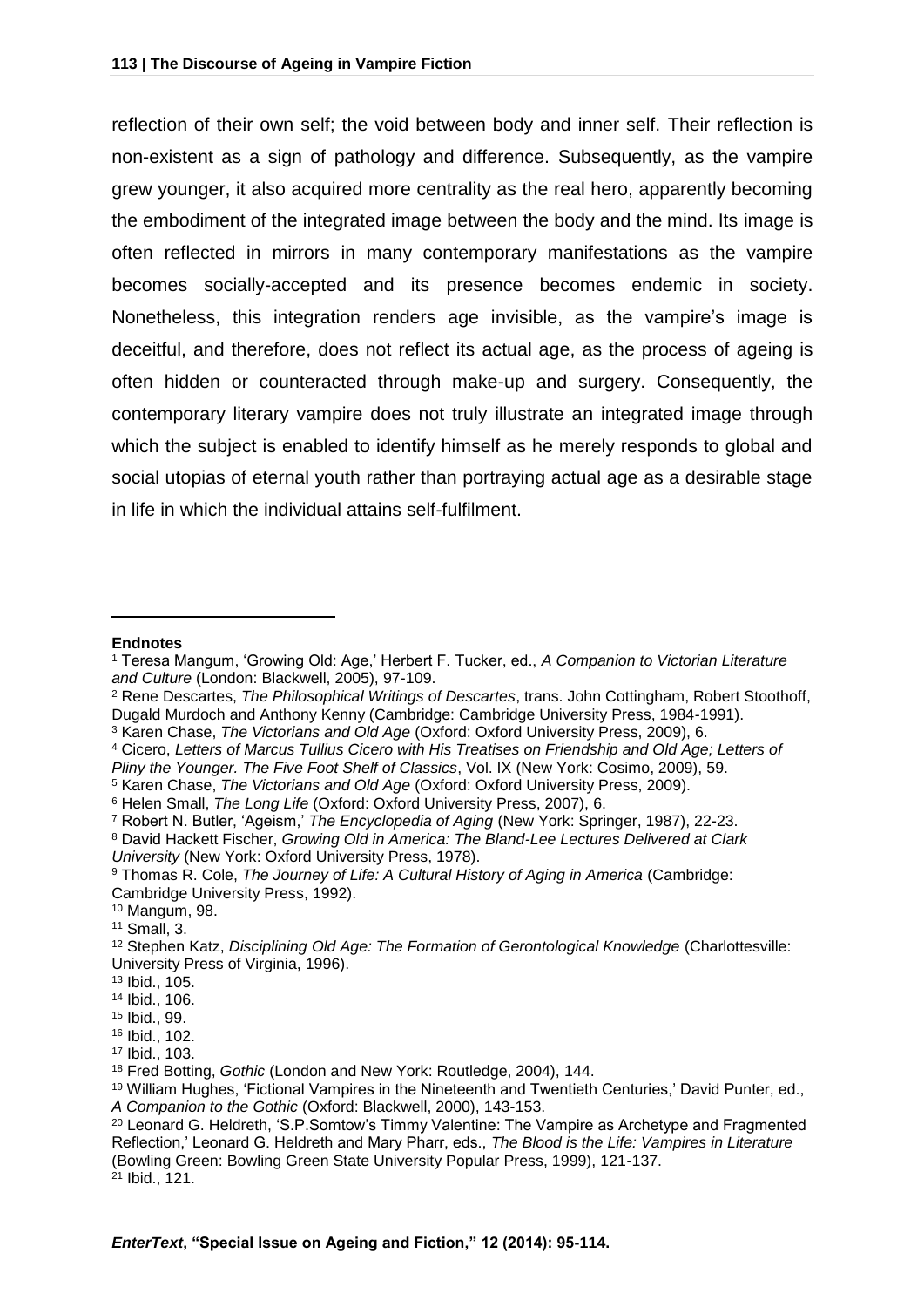reflection of their own self; the void between body and inner self. Their reflection is non-existent as a sign of pathology and difference. Subsequently, as the vampire grew younger, it also acquired more centrality as the real hero, apparently becoming the embodiment of the integrated image between the body and the mind. Its image is often reflected in mirrors in many contemporary manifestations as the vampire becomes socially-accepted and its presence becomes endemic in society. Nonetheless, this integration renders age invisible, as the vampire's image is deceitful, and therefore, does not reflect its actual age, as the process of ageing is often hidden or counteracted through make-up and surgery. Consequently, the contemporary literary vampire does not truly illustrate an integrated image through which the subject is enabled to identify himself as he merely responds to global and social utopias of eternal youth rather than portraying actual age as a desirable stage in life in which the individual attains self-fulfilment.

---

**Endnotes**

[1] Teresa Mangum, 'Growing Old: Age,' Herbert F. Tucker, ed., *A Companion to Victorian Literature and Culture* (London: Blackwell, 2005), 97-109.

[2] Rene Descartes, *The Philosophical Writings of Descartes*, trans. John Cottingham, Robert Stoothoff, Dugald Murdoch and Anthony Kenny (Cambridge: Cambridge University Press, 1984-1991).

[3] Karen Chase, *The Victorians and Old Age* (Oxford: Oxford University Press, 2009), 6.

[4] Cicero, *Letters of Marcus Tullius Cicero with His Treatises on Friendship and Old Age; Letters of Pliny the Younger. The Five Foot Shelf of Classics*, Vol. IX (New York: Cosimo, 2009), 59.

[5] Karen Chase, *The Victorians and Old Age* (Oxford: Oxford University Press, 2009).

[6] Helen Small, *The Long Life* (Oxford: Oxford University Press, 2007), 6.

[7] Robert N. Butler, 'Ageism,' *The Encyclopedia of Aging* (New York: Springer, 1987), 22-23.

[8] David Hackett Fischer, *Growing Old in America: The Bland-Lee Lectures Delivered at Clark University* (New York: Oxford University Press, 1978).

[9] Thomas R. Cole, *The Journey of Life: A Cultural History of Aging in America* (Cambridge: Cambridge University Press, 1992).

[10] Mangum, 98.

[11] Small, 3.

[12] Stephen Katz, *Disciplining Old Age: The Formation of Gerontological Knowledge* (Charlottesville: University Press of Virginia, 1996).

[13] Ibid., 105.

[14] Ibid., 106.

[15] Ibid., 99.

[16] Ibid., 102.

[17] Ibid., 103.

[18] Fred Botting, *Gothic* (London and New York: Routledge, 2004), 144.

[19] William Hughes, 'Fictional Vampires in the Nineteenth and Twentieth Centuries,' David Punter, ed., *A Companion to the Gothic* (Oxford: Blackwell, 2000), 143-153.

[20] Leonard G. Heldreth, 'S.P.Somtow's Timmy Valentine: The Vampire as Archetype and Fragmented Reflection,' Leonard G. Heldreth and Mary Pharr, eds., *The Blood is the Life: Vampires in Literature* (Bowling Green: Bowling Green State University Popular Press, 1999), 121-137.

[21] Ibid., 121.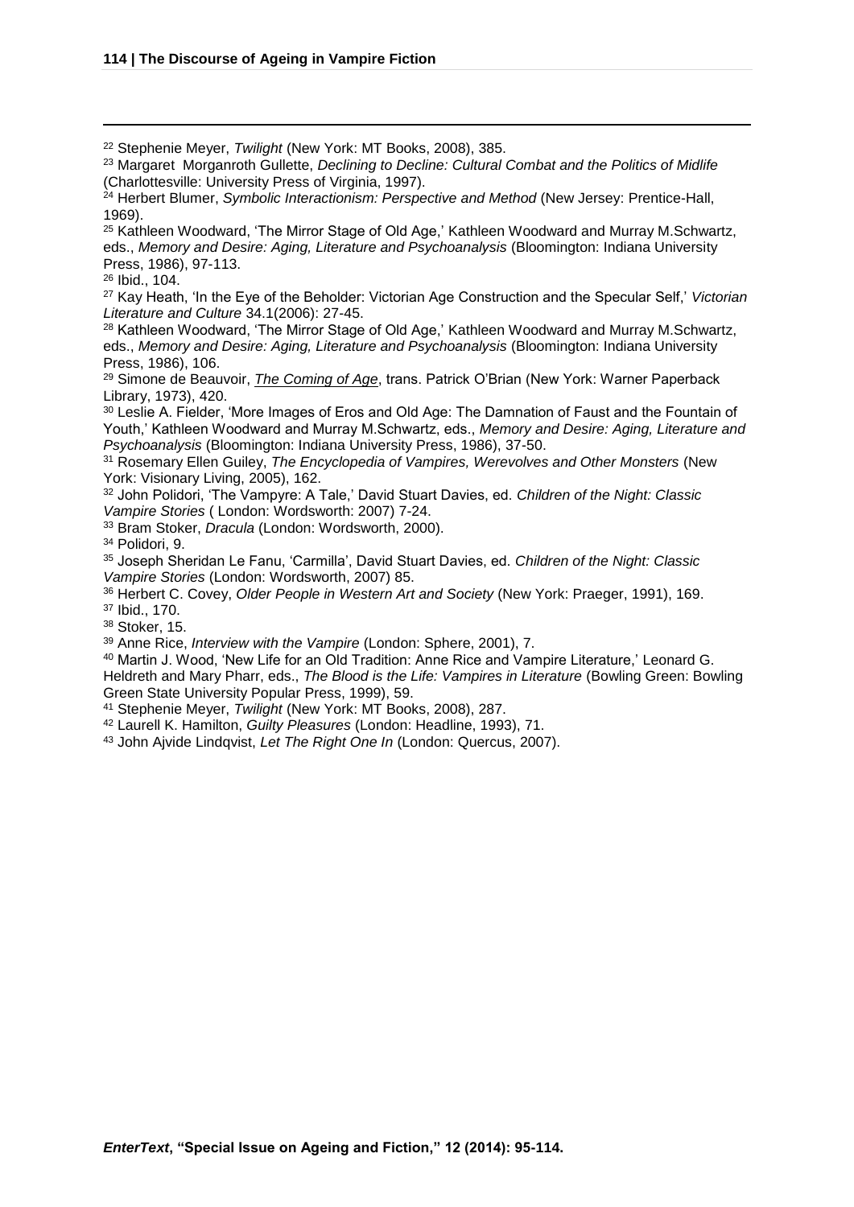[22] Stephenie Meyer, *Twilight* (New York: MT Books, 2008), 385.

[23] Margaret Morganroth Gullette, *Declining to Decline: Cultural Combat and the Politics of Midlife* (Charlottesville: University Press of Virginia, 1997).

[24] Herbert Blumer, *Symbolic Interactionism: Perspective and Method* (New Jersey: Prentice-Hall, 1969).

[25] Kathleen Woodward, 'The Mirror Stage of Old Age,' Kathleen Woodward and Murray M.Schwartz, eds., *Memory and Desire: Aging, Literature and Psychoanalysis* (Bloomington: Indiana University Press, 1986), 97-113.

[26] Ibid., 104.

[27] Kay Heath, 'In the Eye of the Beholder: Victorian Age Construction and the Specular Self,' *Victorian Literature and Culture* 34.1(2006): 27-45.

[28] Kathleen Woodward, 'The Mirror Stage of Old Age,' Kathleen Woodward and Murray M.Schwartz, eds., *Memory and Desire: Aging, Literature and Psychoanalysis* (Bloomington: Indiana University Press, 1986), 106.

[29] Simone de Beauvoir, *The Coming of Age*, trans. Patrick O'Brian (New York: Warner Paperback Library, 1973), 420.

[30] Leslie A. Fielder, 'More Images of Eros and Old Age: The Damnation of Faust and the Fountain of Youth,' Kathleen Woodward and Murray M.Schwartz, eds., *Memory and Desire: Aging, Literature and Psychoanalysis* (Bloomington: Indiana University Press, 1986), 37-50.

[31] Rosemary Ellen Guiley, *The Encyclopedia of Vampires, Werevolves and Other Monsters* (New York: Visionary Living, 2005), 162.

[32] John Polidori, 'The Vampyre: A Tale,' David Stuart Davies, ed. *Children of the Night: Classic Vampire Stories* ( London: Wordsworth: 2007) 7-24.

[33] Bram Stoker, *Dracula* (London: Wordsworth, 2000).

[34] Polidori, 9.

[35] Joseph Sheridan Le Fanu, 'Carmilla', David Stuart Davies, ed. *Children of the Night: Classic Vampire Stories* (London: Wordsworth, 2007) 85.

[36] Herbert C. Covey, *Older People in Western Art and Society* (New York: Praeger, 1991), 169.

[37] Ibid., 170.

[38] Stoker, 15.

[39] Anne Rice, *Interview with the Vampire* (London: Sphere, 2001), 7.

[40] Martin J. Wood, 'New Life for an Old Tradition: Anne Rice and Vampire Literature,' Leonard G. Heldreth and Mary Pharr, eds., *The Blood is the Life: Vampires in Literature* (Bowling Green: Bowling Green State University Popular Press, 1999), 59.

[41] Stephenie Meyer, *Twilight* (New York: MT Books, 2008), 287.

[42] Laurell K. Hamilton, *Guilty Pleasures* (London: Headline, 1993), 71.

[43] John Ajvide Lindqvist, *Let The Right One In* (London: Quercus, 2007).